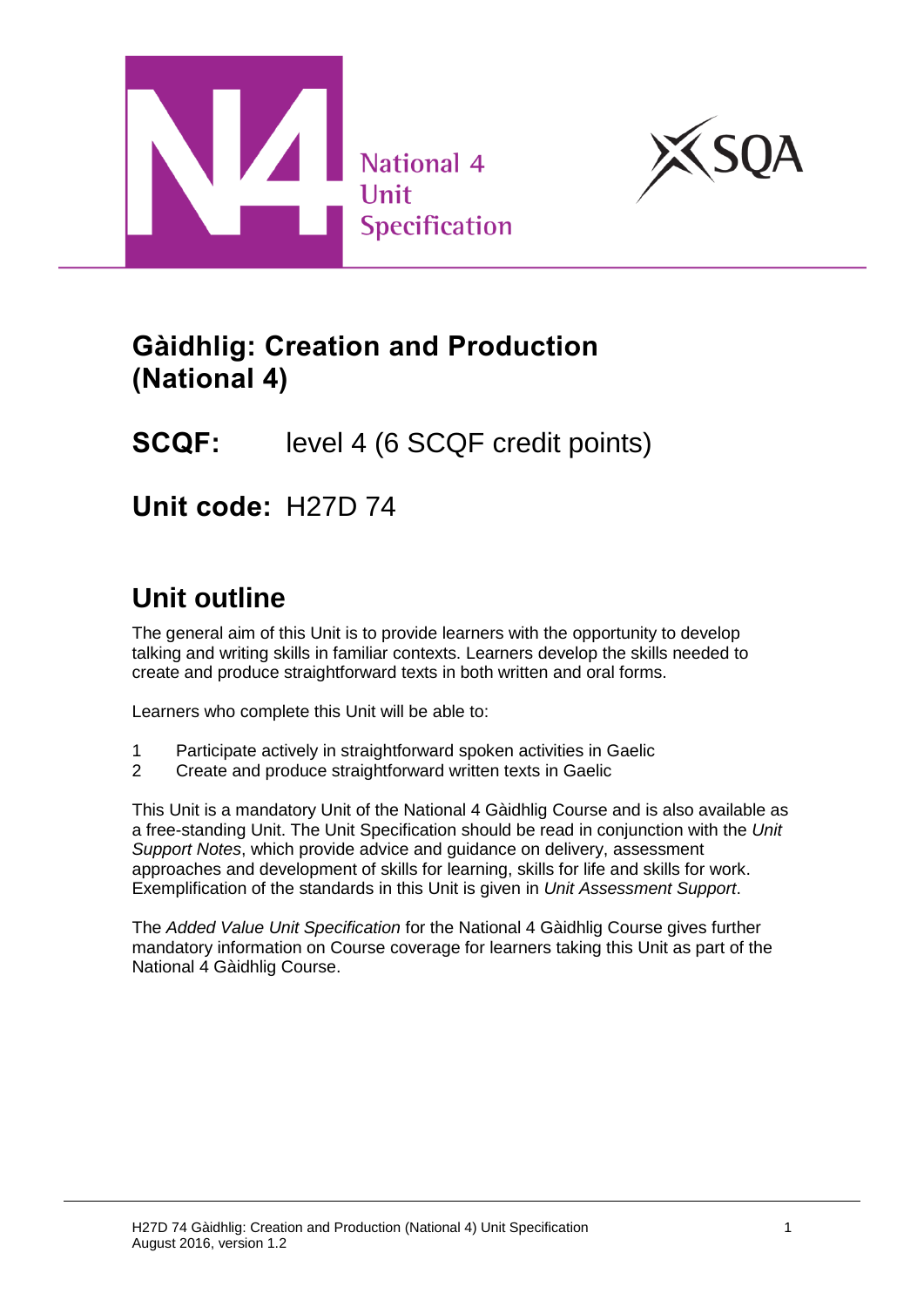National 4
Unit
Specification

# Gàidhlig: Creation and Production (National 4)

**SCQF:** level 4 (6 SCQF credit points)

**Unit code:** H27D 74

## Unit outline

The general aim of this Unit is to provide learners with the opportunity to develop talking and writing skills in familiar contexts. Learners develop the skills needed to create and produce straightforward texts in both written and oral forms.

Learners who complete this Unit will be able to:

1. Participate actively in straightforward spoken activities in Gaelic
2. Create and produce straightforward written texts in Gaelic

This Unit is a mandatory Unit of the National 4 Gàidhlig Course and is also available as a free-standing Unit. The Unit Specification should be read in conjunction with the *Unit Support Notes*, which provide advice and guidance on delivery, assessment approaches and development of skills for learning, skills for life and skills for work. Exemplification of the standards in this Unit is given in *Unit Assessment Support*.

The *Added Value Unit Specification* for the National 4 Gàidhlig Course gives further mandatory information on Course coverage for learners taking this Unit as part of the National 4 Gàidhlig Course.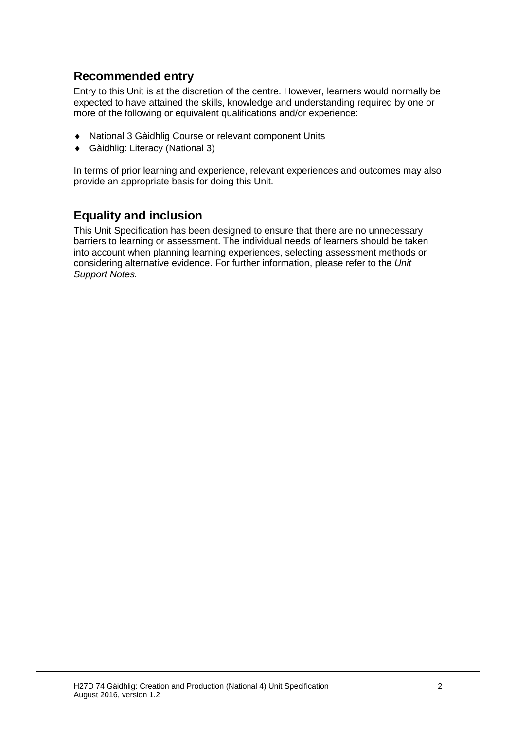## Recommended entry

Entry to this Unit is at the discretion of the centre. However, learners would normally be expected to have attained the skills, knowledge and understanding required by one or more of the following or equivalent qualifications and/or experience:

- National 3 Gàidhlig Course or relevant component Units
- Gàidhlig: Literacy (National 3)

In terms of prior learning and experience, relevant experiences and outcomes may also provide an appropriate basis for doing this Unit.

## Equality and inclusion

This Unit Specification has been designed to ensure that there are no unnecessary barriers to learning or assessment. The individual needs of learners should be taken into account when planning learning experiences, selecting assessment methods or considering alternative evidence. For further information, please refer to the *Unit Support Notes.*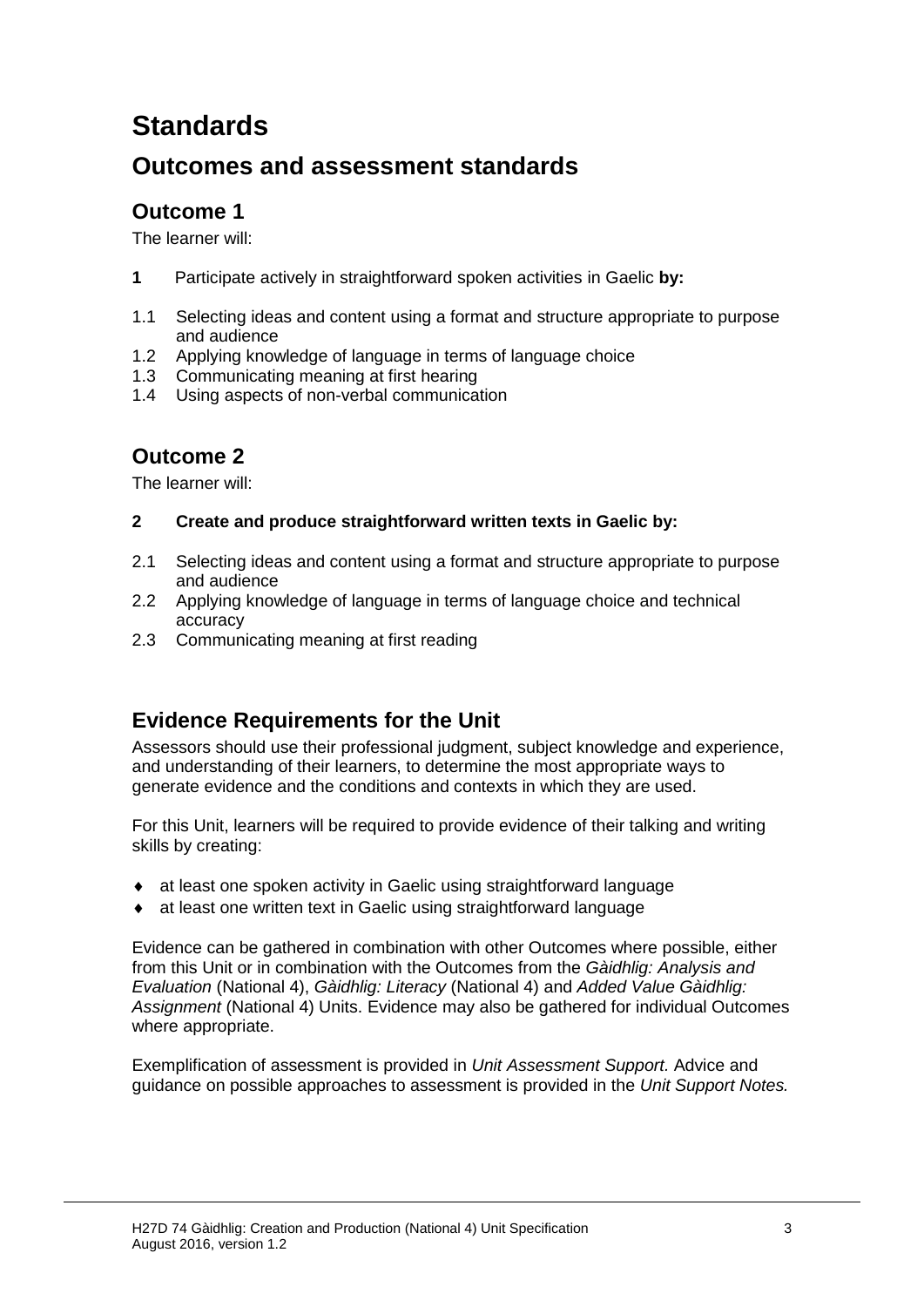# Standards

## Outcomes and assessment standards

### Outcome 1

The learner will:

**1** Participate actively in straightforward spoken activities in Gaelic **by:**

1.1 Selecting ideas and content using a format and structure appropriate to purpose and audience
1.2 Applying knowledge of language in terms of language choice
1.3 Communicating meaning at first hearing
1.4 Using aspects of non-verbal communication

### Outcome 2

The learner will:

**2 Create and produce straightforward written texts in Gaelic by:**

2.1 Selecting ideas and content using a format and structure appropriate to purpose and audience
2.2 Applying knowledge of language in terms of language choice and technical accuracy
2.3 Communicating meaning at first reading

## Evidence Requirements for the Unit

Assessors should use their professional judgment, subject knowledge and experience, and understanding of their learners, to determine the most appropriate ways to generate evidence and the conditions and contexts in which they are used.

For this Unit, learners will be required to provide evidence of their talking and writing skills by creating:

- at least one spoken activity in Gaelic using straightforward language
- at least one written text in Gaelic using straightforward language

Evidence can be gathered in combination with other Outcomes where possible, either from this Unit or in combination with the Outcomes from the *Gàidhlig: Analysis and Evaluation* (National 4), *Gàidhlig: Literacy* (National 4) and *Added Value Gàidhlig: Assignment* (National 4) Units. Evidence may also be gathered for individual Outcomes where appropriate.

Exemplification of assessment is provided in *Unit Assessment Support.* Advice and guidance on possible approaches to assessment is provided in the *Unit Support Notes.*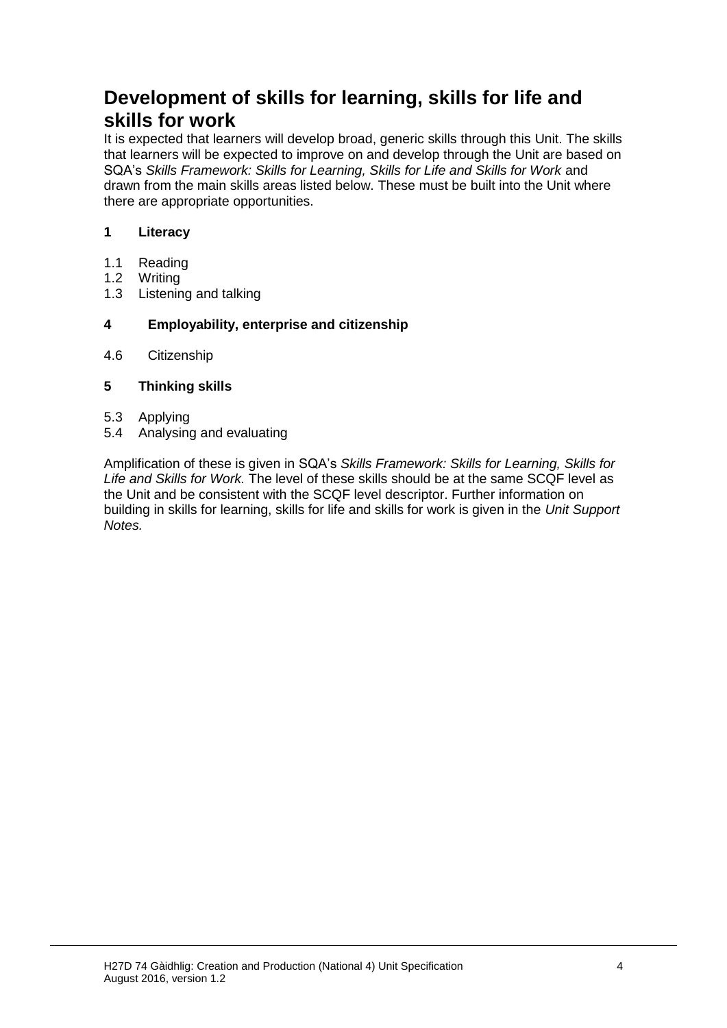## Development of skills for learning, skills for life and skills for work

It is expected that learners will develop broad, generic skills through this Unit. The skills that learners will be expected to improve on and develop through the Unit are based on SQA's *Skills Framework: Skills for Learning, Skills for Life and Skills for Work* and drawn from the main skills areas listed below. These must be built into the Unit where there are appropriate opportunities.

**1 Literacy**

1.1 Reading
1.2 Writing
1.3 Listening and talking

**4 Employability, enterprise and citizenship**

4.6 Citizenship

**5 Thinking skills**

5.3 Applying
5.4 Analysing and evaluating

Amplification of these is given in SQA's *Skills Framework: Skills for Learning, Skills for Life and Skills for Work.* The level of these skills should be at the same SCQF level as the Unit and be consistent with the SCQF level descriptor. Further information on building in skills for learning, skills for life and skills for work is given in the *Unit Support Notes.*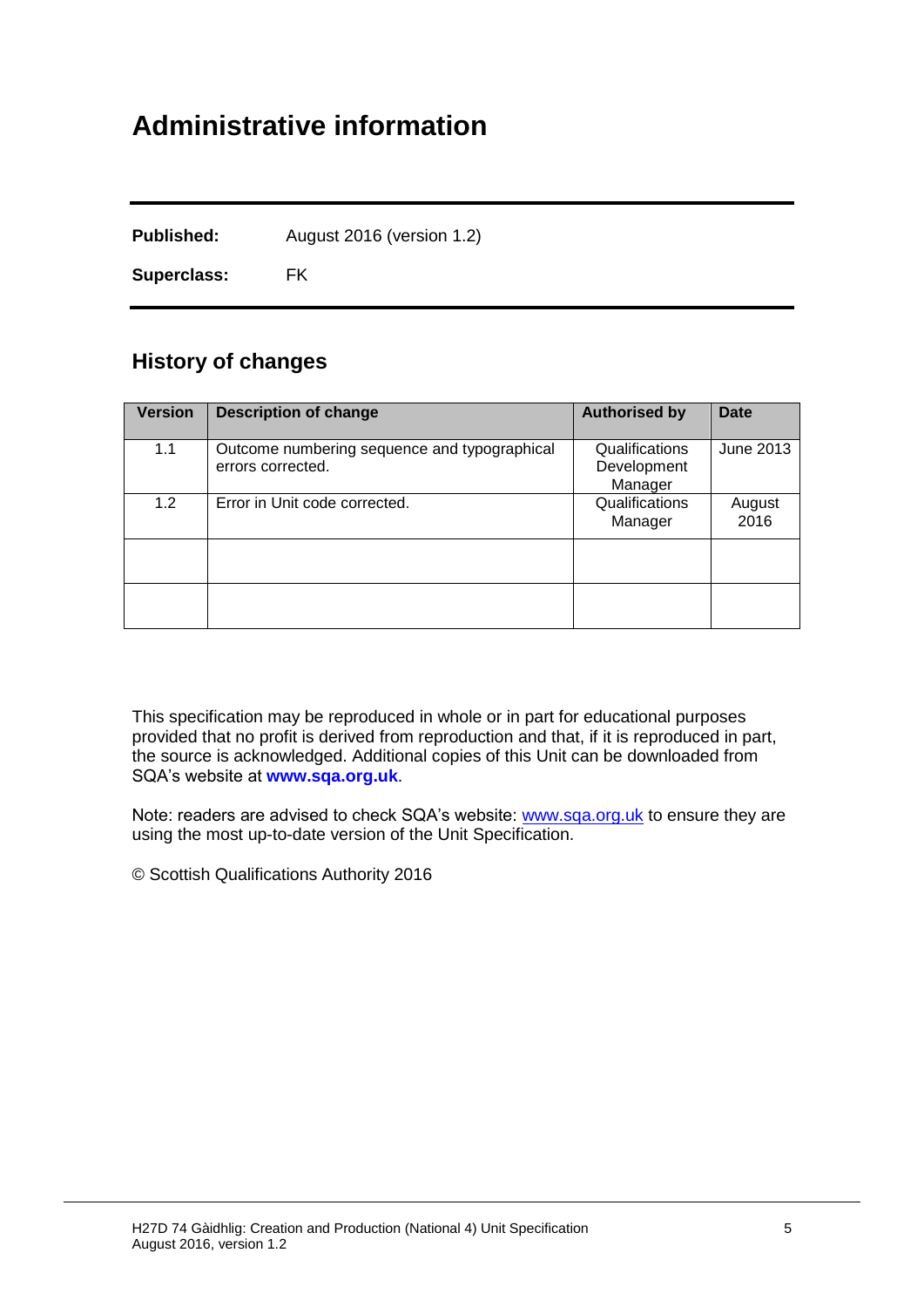# Administrative information

**Published:** August 2016 (version 1.2)

**Superclass:** FK

## History of changes

| Version | Description of change | Authorised by | Date |
| --- | --- | --- | --- |
| 1.1 | Outcome numbering sequence and typographical errors corrected. | Qualifications Development Manager | June 2013 |
| 1.2 | Error in Unit code corrected. | Qualifications Manager | August 2016 |
| | | | |
| | | | |

This specification may be reproduced in whole or in part for educational purposes provided that no profit is derived from reproduction and that, if it is reproduced in part, the source is acknowledged. Additional copies of this Unit can be downloaded from SQA's website at **www.sqa.org.uk**.

Note: readers are advised to check SQA's website: www.sqa.org.uk to ensure they are using the most up-to-date version of the Unit Specification.

© Scottish Qualifications Authority 2016